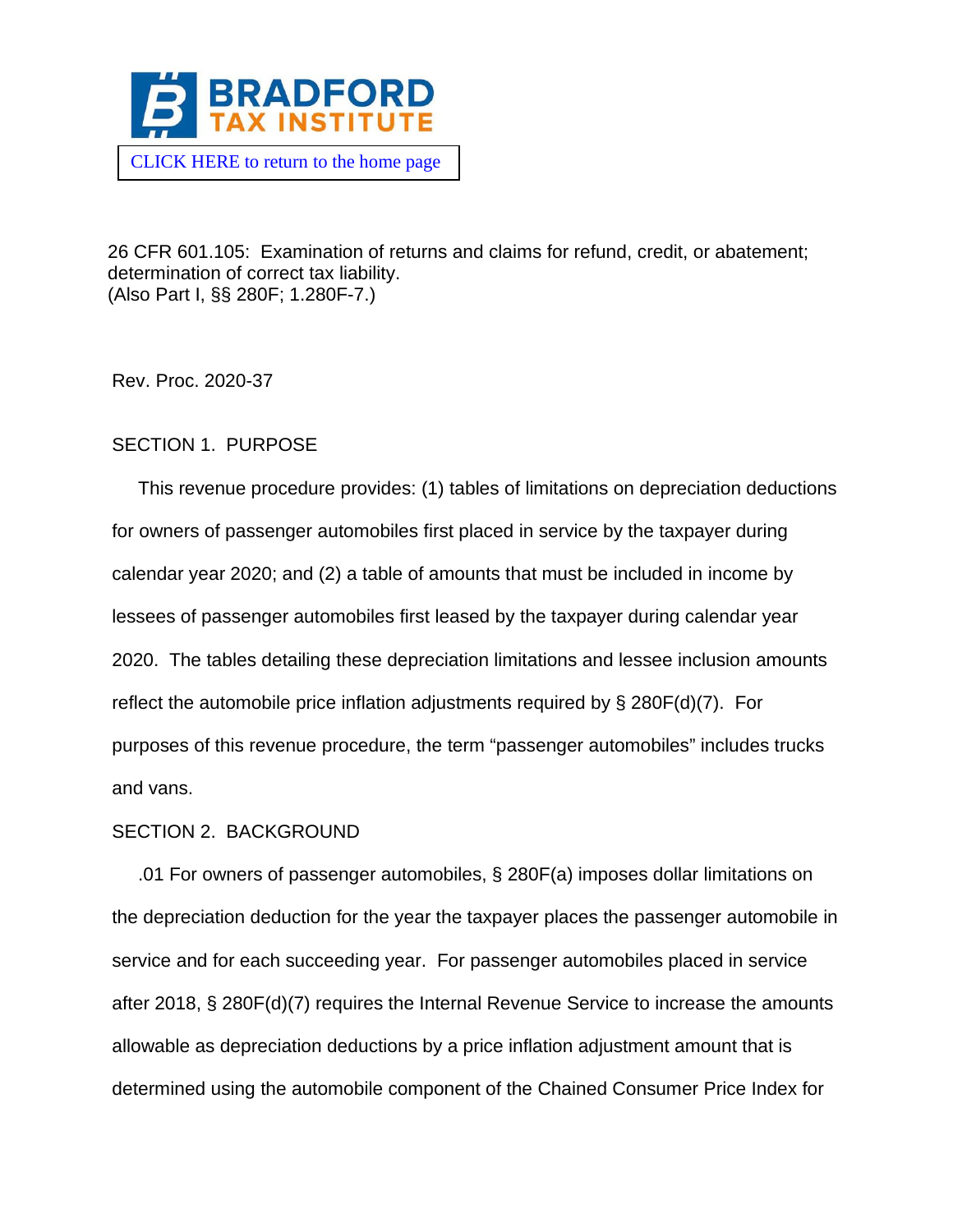CLICK HERE to return to the home page

26 CFR 601.105: Examination of returns and claims for refund, credit, or abatement; determination of correct tax liability.
(Also Part I, §§ 280F; 1.280F-7.)

Rev. Proc. 2020-37

## SECTION 1. PURPOSE

This revenue procedure provides: (1) tables of limitations on depreciation deductions for owners of passenger automobiles first placed in service by the taxpayer during calendar year 2020; and (2) a table of amounts that must be included in income by lessees of passenger automobiles first leased by the taxpayer during calendar year 2020. The tables detailing these depreciation limitations and lessee inclusion amounts reflect the automobile price inflation adjustments required by § 280F(d)(7). For purposes of this revenue procedure, the term "passenger automobiles" includes trucks and vans.

## SECTION 2. BACKGROUND

.01 For owners of passenger automobiles, § 280F(a) imposes dollar limitations on the depreciation deduction for the year the taxpayer places the passenger automobile in service and for each succeeding year. For passenger automobiles placed in service after 2018, § 280F(d)(7) requires the Internal Revenue Service to increase the amounts allowable as depreciation deductions by a price inflation adjustment amount that is determined using the automobile component of the Chained Consumer Price Index for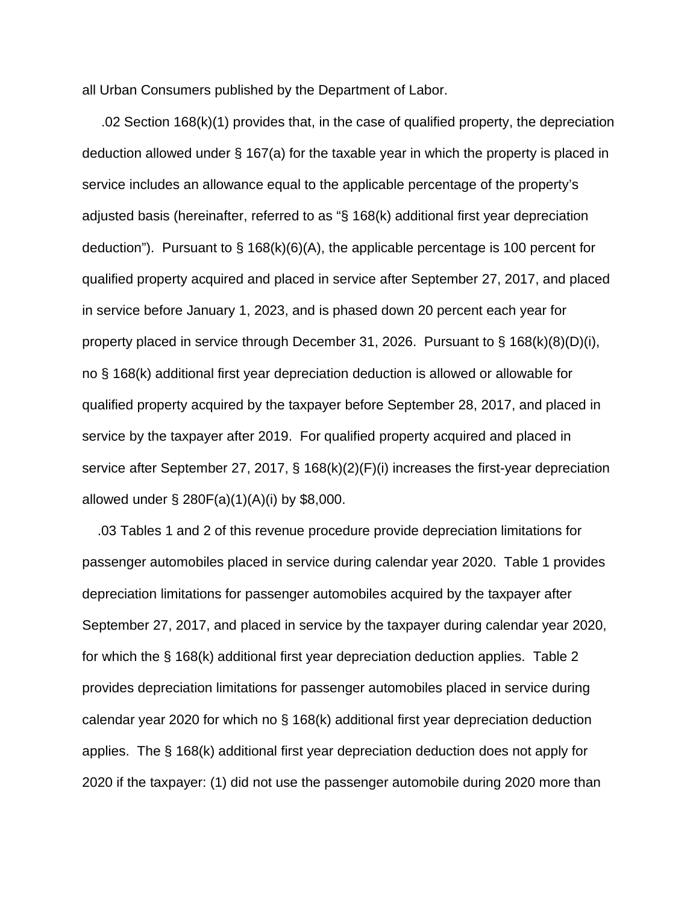all Urban Consumers published by the Department of Labor.

.02 Section 168(k)(1) provides that, in the case of qualified property, the depreciation deduction allowed under § 167(a) for the taxable year in which the property is placed in service includes an allowance equal to the applicable percentage of the property's adjusted basis (hereinafter, referred to as "§ 168(k) additional first year depreciation deduction"). Pursuant to § 168(k)(6)(A), the applicable percentage is 100 percent for qualified property acquired and placed in service after September 27, 2017, and placed in service before January 1, 2023, and is phased down 20 percent each year for property placed in service through December 31, 2026. Pursuant to § 168(k)(8)(D)(i), no § 168(k) additional first year depreciation deduction is allowed or allowable for qualified property acquired by the taxpayer before September 28, 2017, and placed in service by the taxpayer after 2019. For qualified property acquired and placed in service after September 27, 2017, § 168(k)(2)(F)(i) increases the first-year depreciation allowed under § 280F(a)(1)(A)(i) by $8,000.

.03 Tables 1 and 2 of this revenue procedure provide depreciation limitations for passenger automobiles placed in service during calendar year 2020. Table 1 provides depreciation limitations for passenger automobiles acquired by the taxpayer after September 27, 2017, and placed in service by the taxpayer during calendar year 2020, for which the § 168(k) additional first year depreciation deduction applies. Table 2 provides depreciation limitations for passenger automobiles placed in service during calendar year 2020 for which no § 168(k) additional first year depreciation deduction applies. The § 168(k) additional first year depreciation deduction does not apply for 2020 if the taxpayer: (1) did not use the passenger automobile during 2020 more than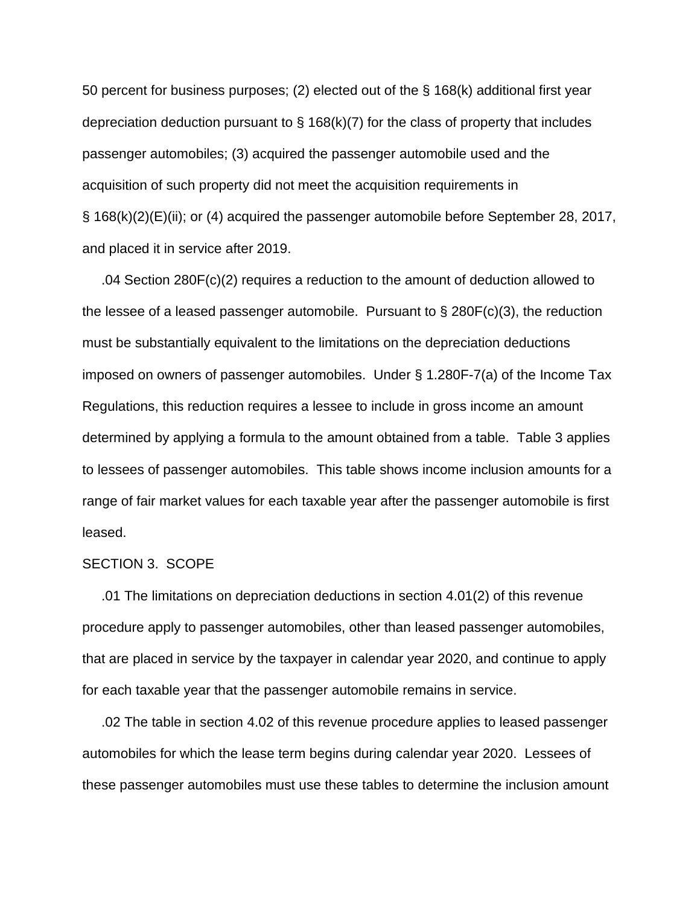50 percent for business purposes; (2) elected out of the § 168(k) additional first year depreciation deduction pursuant to § 168(k)(7) for the class of property that includes passenger automobiles; (3) acquired the passenger automobile used and the acquisition of such property did not meet the acquisition requirements in § 168(k)(2)(E)(ii); or (4) acquired the passenger automobile before September 28, 2017, and placed it in service after 2019.

.04 Section 280F(c)(2) requires a reduction to the amount of deduction allowed to the lessee of a leased passenger automobile. Pursuant to § 280F(c)(3), the reduction must be substantially equivalent to the limitations on the depreciation deductions imposed on owners of passenger automobiles. Under § 1.280F-7(a) of the Income Tax Regulations, this reduction requires a lessee to include in gross income an amount determined by applying a formula to the amount obtained from a table. Table 3 applies to lessees of passenger automobiles. This table shows income inclusion amounts for a range of fair market values for each taxable year after the passenger automobile is first leased.

SECTION 3. SCOPE

.01 The limitations on depreciation deductions in section 4.01(2) of this revenue procedure apply to passenger automobiles, other than leased passenger automobiles, that are placed in service by the taxpayer in calendar year 2020, and continue to apply for each taxable year that the passenger automobile remains in service.

.02 The table in section 4.02 of this revenue procedure applies to leased passenger automobiles for which the lease term begins during calendar year 2020. Lessees of these passenger automobiles must use these tables to determine the inclusion amount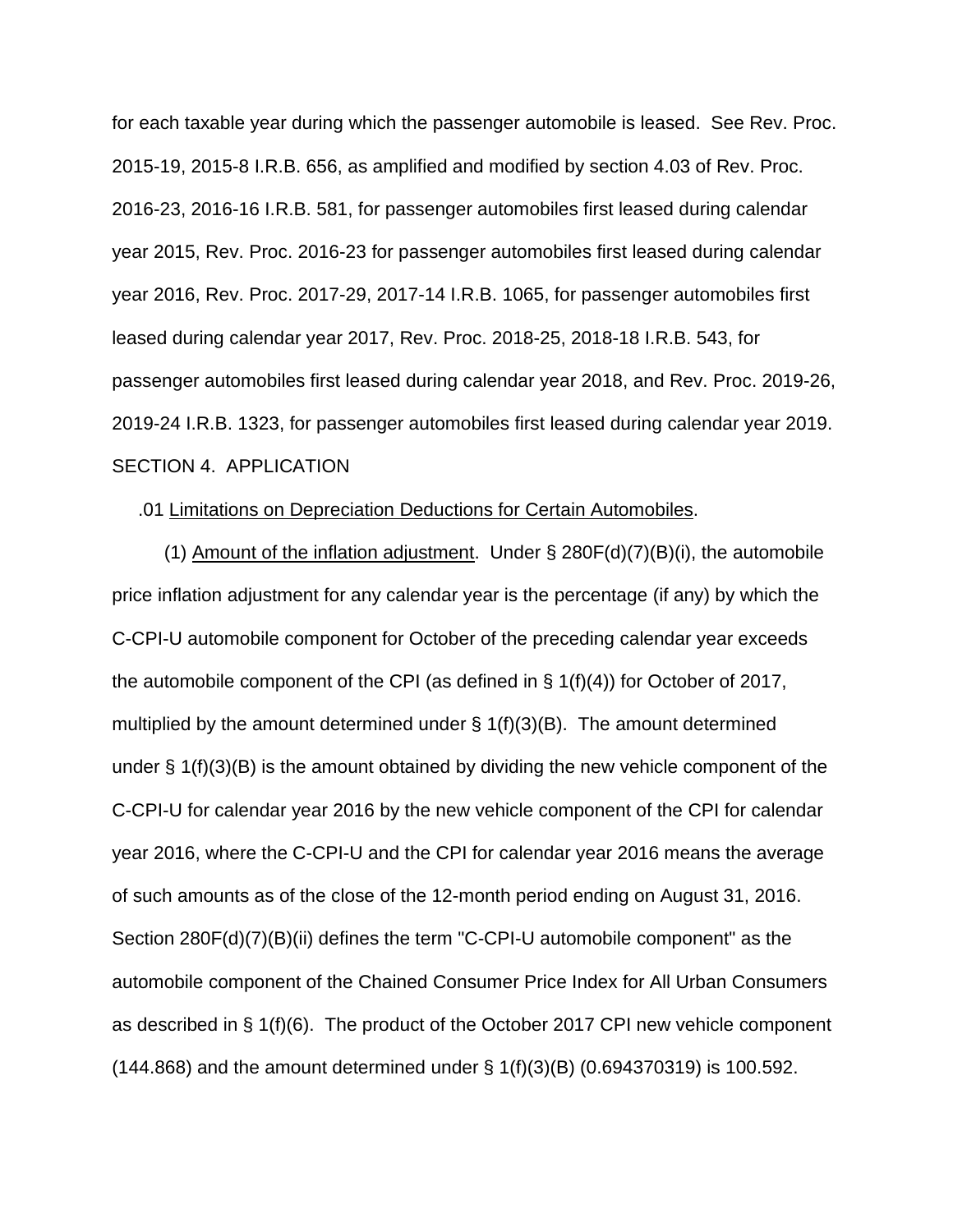for each taxable year during which the passenger automobile is leased. See Rev. Proc. 2015-19, 2015-8 I.R.B. 656, as amplified and modified by section 4.03 of Rev. Proc. 2016-23, 2016-16 I.R.B. 581, for passenger automobiles first leased during calendar year 2015, Rev. Proc. 2016-23 for passenger automobiles first leased during calendar year 2016, Rev. Proc. 2017-29, 2017-14 I.R.B. 1065, for passenger automobiles first leased during calendar year 2017, Rev. Proc. 2018-25, 2018-18 I.R.B. 543, for passenger automobiles first leased during calendar year 2018, and Rev. Proc. 2019-26, 2019-24 I.R.B. 1323, for passenger automobiles first leased during calendar year 2019.

SECTION 4. APPLICATION

.01 Limitations on Depreciation Deductions for Certain Automobiles.

(1) Amount of the inflation adjustment. Under § 280F(d)(7)(B)(i), the automobile price inflation adjustment for any calendar year is the percentage (if any) by which the C-CPI-U automobile component for October of the preceding calendar year exceeds the automobile component of the CPI (as defined in § 1(f)(4)) for October of 2017, multiplied by the amount determined under § 1(f)(3)(B). The amount determined under § 1(f)(3)(B) is the amount obtained by dividing the new vehicle component of the C-CPI-U for calendar year 2016 by the new vehicle component of the CPI for calendar year 2016, where the C-CPI-U and the CPI for calendar year 2016 means the average of such amounts as of the close of the 12-month period ending on August 31, 2016. Section 280F(d)(7)(B)(ii) defines the term "C-CPI-U automobile component" as the automobile component of the Chained Consumer Price Index for All Urban Consumers as described in § 1(f)(6). The product of the October 2017 CPI new vehicle component (144.868) and the amount determined under § 1(f)(3)(B) (0.694370319) is 100.592.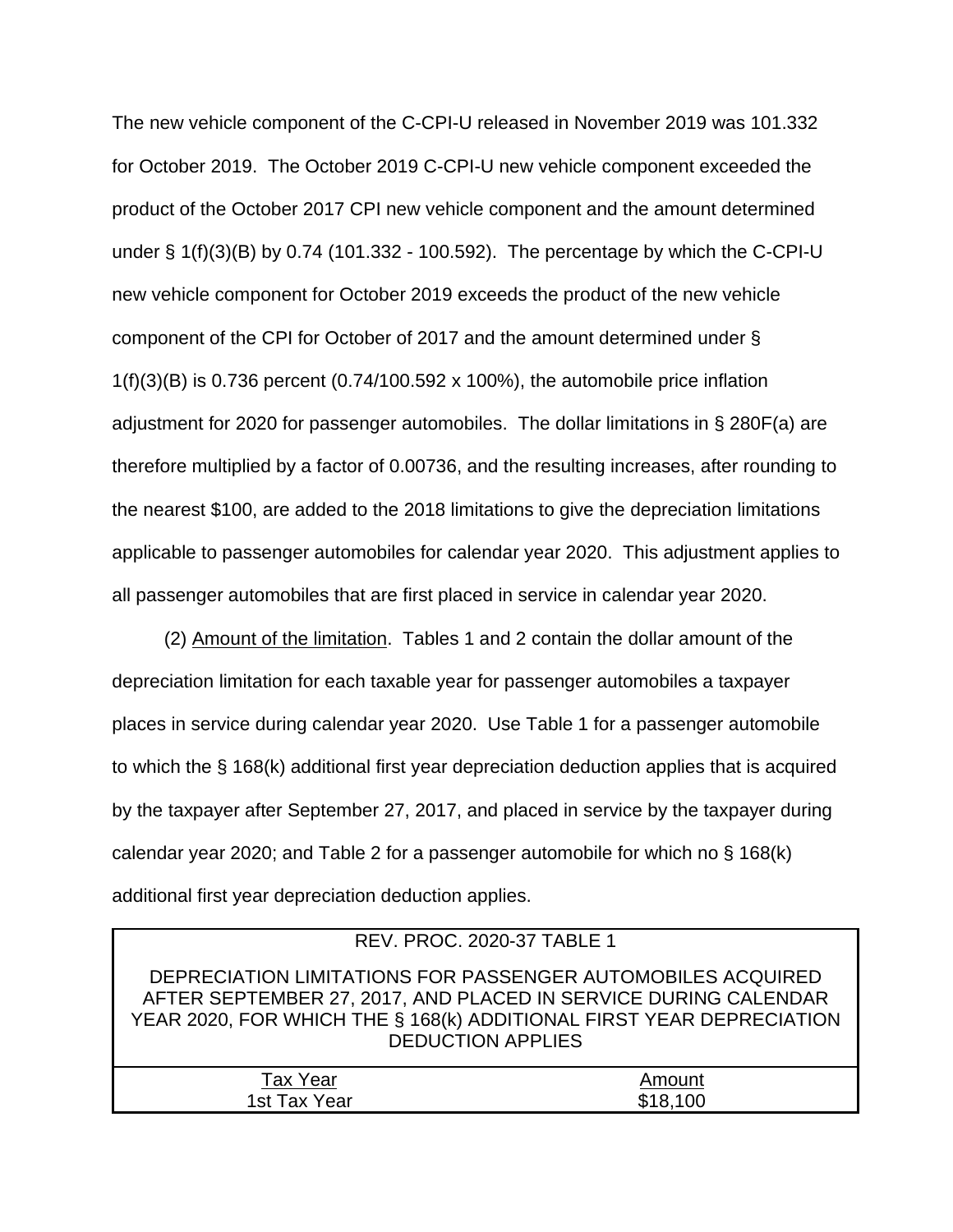The new vehicle component of the C-CPI-U released in November 2019 was 101.332 for October 2019. The October 2019 C-CPI-U new vehicle component exceeded the product of the October 2017 CPI new vehicle component and the amount determined under § 1(f)(3)(B) by 0.74 (101.332 - 100.592). The percentage by which the C-CPI-U new vehicle component for October 2019 exceeds the product of the new vehicle component of the CPI for October of 2017 and the amount determined under § 1(f)(3)(B) is 0.736 percent (0.74/100.592 x 100%), the automobile price inflation adjustment for 2020 for passenger automobiles. The dollar limitations in § 280F(a) are therefore multiplied by a factor of 0.00736, and the resulting increases, after rounding to the nearest $100, are added to the 2018 limitations to give the depreciation limitations applicable to passenger automobiles for calendar year 2020. This adjustment applies to all passenger automobiles that are first placed in service in calendar year 2020.

(2) Amount of the limitation. Tables 1 and 2 contain the dollar amount of the depreciation limitation for each taxable year for passenger automobiles a taxpayer places in service during calendar year 2020. Use Table 1 for a passenger automobile to which the § 168(k) additional first year depreciation deduction applies that is acquired by the taxpayer after September 27, 2017, and placed in service by the taxpayer during calendar year 2020; and Table 2 for a passenger automobile for which no § 168(k) additional first year depreciation deduction applies.

REV. PROC. 2020-37 TABLE 1

DEPRECIATION LIMITATIONS FOR PASSENGER AUTOMOBILES ACQUIRED AFTER SEPTEMBER 27, 2017, AND PLACED IN SERVICE DURING CALENDAR YEAR 2020, FOR WHICH THE § 168(k) ADDITIONAL FIRST YEAR DEPRECIATION DEDUCTION APPLIES

| Tax Year | Amount |
|---|---|
| 1st Tax Year | $18,100 |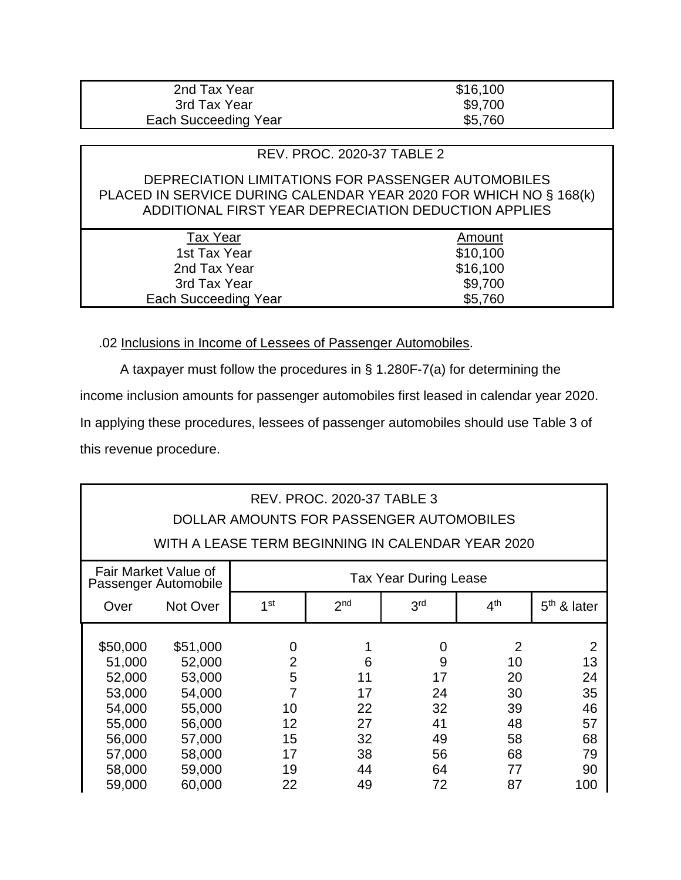| | |
|---|---|
| 2nd Tax Year | $16,100 |
| 3rd Tax Year | $9,700 |
| Each Succeeding Year | $5,760 |

REV. PROC. 2020-37 TABLE 2

DEPRECIATION LIMITATIONS FOR PASSENGER AUTOMOBILES PLACED IN SERVICE DURING CALENDAR YEAR 2020 FOR WHICH NO § 168(k) ADDITIONAL FIRST YEAR DEPRECIATION DEDUCTION APPLIES

| Tax Year | Amount |
|---|---|
| 1st Tax Year | $10,100 |
| 2nd Tax Year | $16,100 |
| 3rd Tax Year | $9,700 |
| Each Succeeding Year | $5,760 |

.02 Inclusions in Income of Lessees of Passenger Automobiles.

A taxpayer must follow the procedures in § 1.280F-7(a) for determining the income inclusion amounts for passenger automobiles first leased in calendar year 2020. In applying these procedures, lessees of passenger automobiles should use Table 3 of this revenue procedure.

REV. PROC. 2020-37 TABLE 3
DOLLAR AMOUNTS FOR PASSENGER AUTOMOBILES
WITH A LEASE TERM BEGINNING IN CALENDAR YEAR 2020

| Fair Market Value of Passenger Automobile | | Tax Year During Lease | | | | |
|---|---|---|---|---|---|---|
| Over | Not Over | 1st | 2nd | 3rd | 4th | 5th & later |
| $50,000 | $51,000 | 0 | 1 | 0 | 2 | 2 |
| 51,000 | 52,000 | 2 | 6 | 9 | 10 | 13 |
| 52,000 | 53,000 | 5 | 11 | 17 | 20 | 24 |
| 53,000 | 54,000 | 7 | 17 | 24 | 30 | 35 |
| 54,000 | 55,000 | 10 | 22 | 32 | 39 | 46 |
| 55,000 | 56,000 | 12 | 27 | 41 | 48 | 57 |
| 56,000 | 57,000 | 15 | 32 | 49 | 58 | 68 |
| 57,000 | 58,000 | 17 | 38 | 56 | 68 | 79 |
| 58,000 | 59,000 | 19 | 44 | 64 | 77 | 90 |
| 59,000 | 60,000 | 22 | 49 | 72 | 87 | 100 |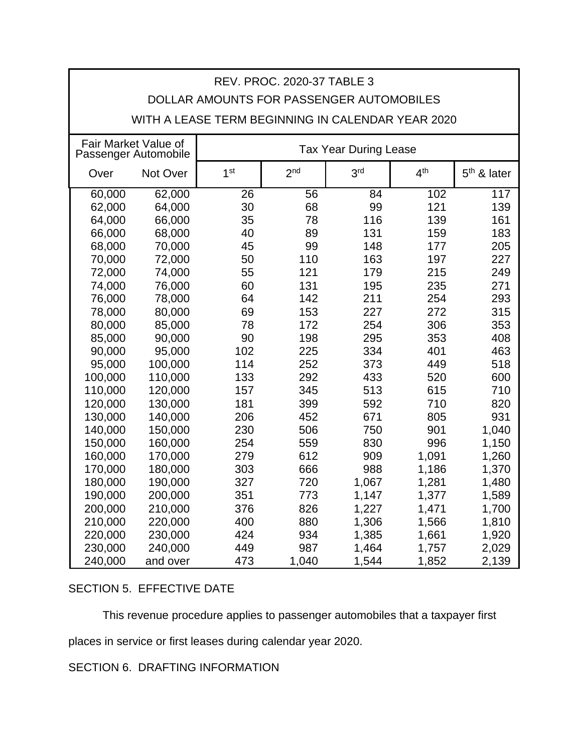| REV. PROC. 2020-37 TABLE 3<br>DOLLAR AMOUNTS FOR PASSENGER AUTOMOBILES<br>WITH A LEASE TERM BEGINNING IN CALENDAR YEAR 2020 | | | | | | |
|---|---|---|---|---|---|---|
| Fair Market Value of Passenger Automobile | | Tax Year During Lease | | | | |
| Over | Not Over | 1st | 2nd | 3rd | 4th | 5th & later |
| 60,000 | 62,000 | 26 | 56 | 84 | 102 | 117 |
| 62,000 | 64,000 | 30 | 68 | 99 | 121 | 139 |
| 64,000 | 66,000 | 35 | 78 | 116 | 139 | 161 |
| 66,000 | 68,000 | 40 | 89 | 131 | 159 | 183 |
| 68,000 | 70,000 | 45 | 99 | 148 | 177 | 205 |
| 70,000 | 72,000 | 50 | 110 | 163 | 197 | 227 |
| 72,000 | 74,000 | 55 | 121 | 179 | 215 | 249 |
| 74,000 | 76,000 | 60 | 131 | 195 | 235 | 271 |
| 76,000 | 78,000 | 64 | 142 | 211 | 254 | 293 |
| 78,000 | 80,000 | 69 | 153 | 227 | 272 | 315 |
| 80,000 | 85,000 | 78 | 172 | 254 | 306 | 353 |
| 85,000 | 90,000 | 90 | 198 | 295 | 353 | 408 |
| 90,000 | 95,000 | 102 | 225 | 334 | 401 | 463 |
| 95,000 | 100,000 | 114 | 252 | 373 | 449 | 518 |
| 100,000 | 110,000 | 133 | 292 | 433 | 520 | 600 |
| 110,000 | 120,000 | 157 | 345 | 513 | 615 | 710 |
| 120,000 | 130,000 | 181 | 399 | 592 | 710 | 820 |
| 130,000 | 140,000 | 206 | 452 | 671 | 805 | 931 |
| 140,000 | 150,000 | 230 | 506 | 750 | 901 | 1,040 |
| 150,000 | 160,000 | 254 | 559 | 830 | 996 | 1,150 |
| 160,000 | 170,000 | 279 | 612 | 909 | 1,091 | 1,260 |
| 170,000 | 180,000 | 303 | 666 | 988 | 1,186 | 1,370 |
| 180,000 | 190,000 | 327 | 720 | 1,067 | 1,281 | 1,480 |
| 190,000 | 200,000 | 351 | 773 | 1,147 | 1,377 | 1,589 |
| 200,000 | 210,000 | 376 | 826 | 1,227 | 1,471 | 1,700 |
| 210,000 | 220,000 | 400 | 880 | 1,306 | 1,566 | 1,810 |
| 220,000 | 230,000 | 424 | 934 | 1,385 | 1,661 | 1,920 |
| 230,000 | 240,000 | 449 | 987 | 1,464 | 1,757 | 2,029 |
| 240,000 | and over | 473 | 1,040 | 1,544 | 1,852 | 2,139 |

SECTION 5. EFFECTIVE DATE

This revenue procedure applies to passenger automobiles that a taxpayer first places in service or first leases during calendar year 2020.

SECTION 6. DRAFTING INFORMATION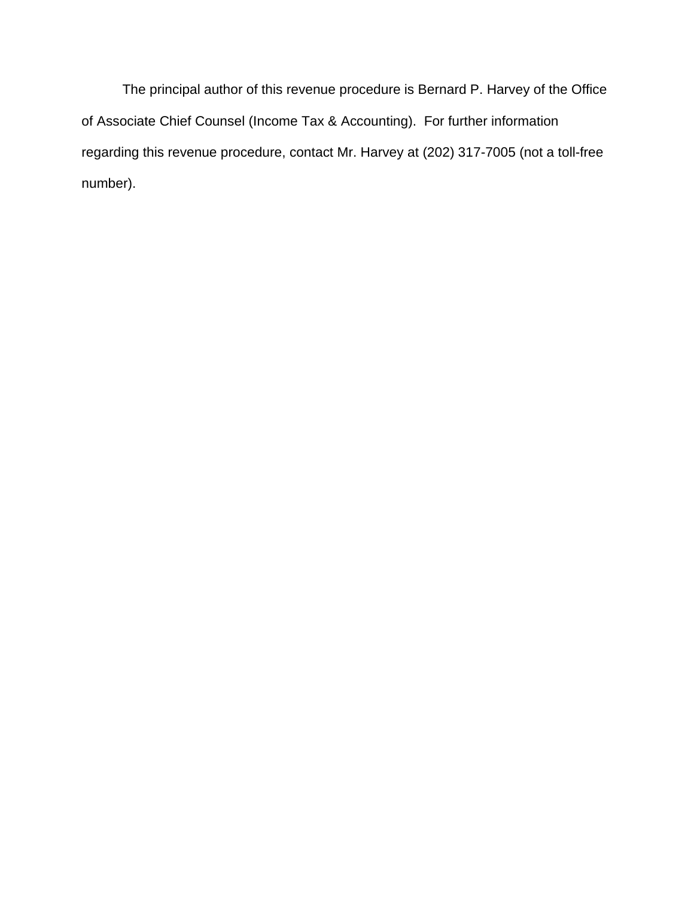The principal author of this revenue procedure is Bernard P. Harvey of the Office of Associate Chief Counsel (Income Tax & Accounting). For further information regarding this revenue procedure, contact Mr. Harvey at (202) 317-7005 (not a toll-free number).